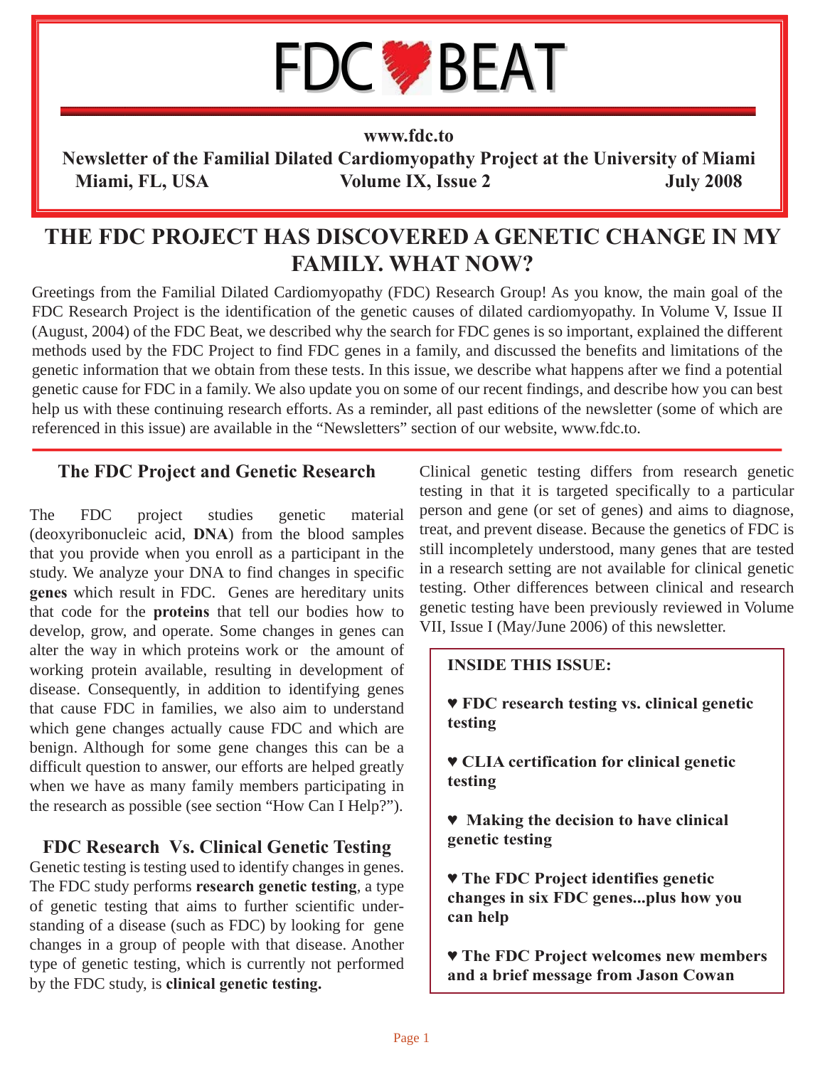# FDC BEAT

**www.fdc.to**

**Newsletter of the Familial Dilated Cardiomyopathy Project at the University of Miami**

**Miami, FL, USA — Volume IX, Issue 2 — July 2008**

## THE FDC PROJECT HAS DISCOVERED A GENETIC CHANGE IN MY FAMILY. WHAT NOW?

Greetings from the Familial Dilated Cardiomyopathy (FDC) Research Group! As you know, the main goal of the FDC Research Project is the identification of the genetic causes of dilated cardiomyopathy. In Volume V, Issue II (August, 2004) of the FDC Beat, we described why the search for FDC genes is so important, explained the different methods used by the FDC Project to find FDC genes in a family, and discussed the benefits and limitations of the genetic information that we obtain from these tests. In this issue, we describe what happens after we find a potential genetic cause for FDC in a family. We also update you on some of our recent findings, and describe how you can best help us with these continuing research efforts. As a reminder, all past editions of the newsletter (some of which are referenced in this issue) are available in the "Newsletters" section of our website, www.fdc.to.

### The FDC Project and Genetic Research

The FDC project studies genetic material (deoxyribonucleic acid, **DNA**) from the blood samples that you provide when you enroll as a participant in the study. We analyze your DNA to find changes in specific **genes** which result in FDC. Genes are hereditary units that code for the **proteins** that tell our bodies how to develop, grow, and operate. Some changes in genes can alter the way in which proteins work or the amount of working protein available, resulting in development of disease. Consequently, in addition to identifying genes that cause FDC in families, we also aim to understand which gene changes actually cause FDC and which are benign. Although for some gene changes this can be a difficult question to answer, our efforts are helped greatly when we have as many family members participating in the research as possible (see section "How Can I Help?").

### FDC Research Vs. Clinical Genetic Testing

Genetic testing is testing used to identify changes in genes. The FDC study performs **research genetic testing**, a type of genetic testing that aims to further scientific understanding of a disease (such as FDC) by looking for gene changes in a group of people with that disease. Another type of genetic testing, which is currently not performed by the FDC study, is **clinical genetic testing.**

Clinical genetic testing differs from research genetic testing in that it is targeted specifically to a particular person and gene (or set of genes) and aims to diagnose, treat, and prevent disease. Because the genetics of FDC is still incompletely understood, many genes that are tested in a research setting are not available for clinical genetic testing. Other differences between clinical and research genetic testing have been previously reviewed in Volume VII, Issue I (May/June 2006) of this newsletter.

**INSIDE THIS ISSUE:**

- **♥ FDC research testing vs. clinical genetic testing**
- **♥ CLIA certification for clinical genetic testing**
- **♥ Making the decision to have clinical genetic testing**
- **♥ The FDC Project identifies genetic changes in six FDC genes...plus how you can help**
- **♥ The FDC Project welcomes new members and a brief message from Jason Cowan**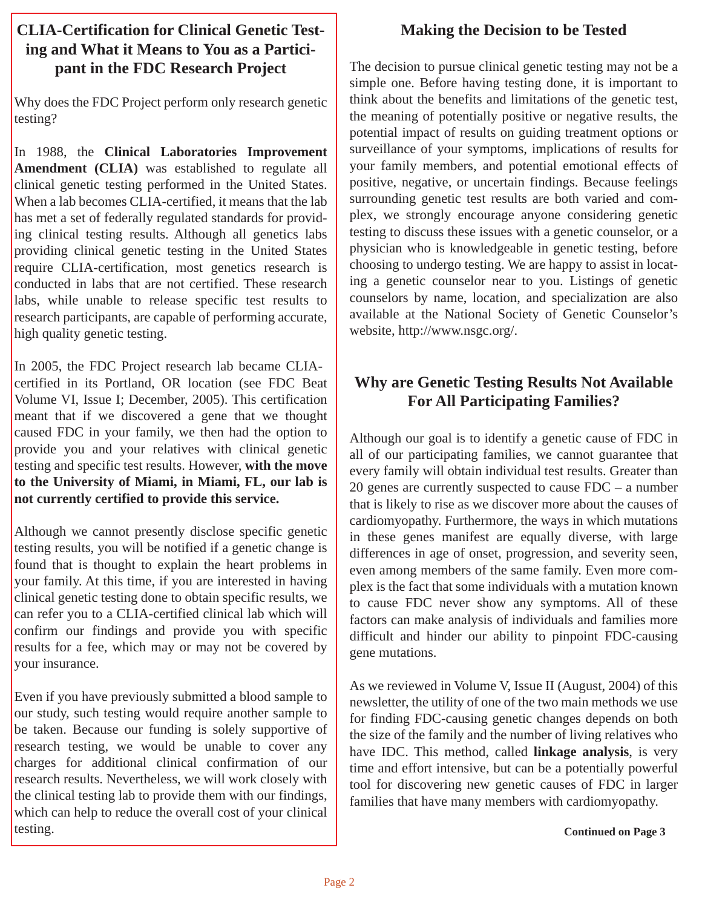## CLIA-Certification for Clinical Genetic Testing and What it Means to You as a Participant in the FDC Research Project

Why does the FDC Project perform only research genetic testing?

In 1988, the **Clinical Laboratories Improvement Amendment (CLIA)** was established to regulate all clinical genetic testing performed in the United States. When a lab becomes CLIA-certified, it means that the lab has met a set of federally regulated standards for providing clinical testing results. Although all genetics labs providing clinical genetic testing in the United States require CLIA-certification, most genetics research is conducted in labs that are not certified. These research labs, while unable to release specific test results to research participants, are capable of performing accurate, high quality genetic testing.

In 2005, the FDC Project research lab became CLIA-certified in its Portland, OR location (see FDC Beat Volume VI, Issue I; December, 2005). This certification meant that if we discovered a gene that we thought caused FDC in your family, we then had the option to provide you and your relatives with clinical genetic testing and specific test results. However, **with the move to the University of Miami, in Miami, FL, our lab is not currently certified to provide this service.**

Although we cannot presently disclose specific genetic testing results, you will be notified if a genetic change is found that is thought to explain the heart problems in your family. At this time, if you are interested in having clinical genetic testing done to obtain specific results, we can refer you to a CLIA-certified clinical lab which will confirm our findings and provide you with specific results for a fee, which may or may not be covered by your insurance.

Even if you have previously submitted a blood sample to our study, such testing would require another sample to be taken. Because our funding is solely supportive of research testing, we would be unable to cover any charges for additional clinical confirmation of our research results. Nevertheless, we will work closely with the clinical testing lab to provide them with our findings, which can help to reduce the overall cost of your clinical testing.

## Making the Decision to be Tested

The decision to pursue clinical genetic testing may not be a simple one. Before having testing done, it is important to think about the benefits and limitations of the genetic test, the meaning of potentially positive or negative results, the potential impact of results on guiding treatment options or surveillance of your symptoms, implications of results for your family members, and potential emotional effects of positive, negative, or uncertain findings. Because feelings surrounding genetic test results are both varied and complex, we strongly encourage anyone considering genetic testing to discuss these issues with a genetic counselor, or a physician who is knowledgeable in genetic testing, before choosing to undergo testing. We are happy to assist in locating a genetic counselor near to you. Listings of genetic counselors by name, location, and specialization are also available at the National Society of Genetic Counselor's website, http://www.nsgc.org/.

## Why are Genetic Testing Results Not Available For All Participating Families?

Although our goal is to identify a genetic cause of FDC in all of our participating families, we cannot guarantee that every family will obtain individual test results. Greater than 20 genes are currently suspected to cause FDC – a number that is likely to rise as we discover more about the causes of cardiomyopathy. Furthermore, the ways in which mutations in these genes manifest are equally diverse, with large differences in age of onset, progression, and severity seen, even among members of the same family. Even more complex is the fact that some individuals with a mutation known to cause FDC never show any symptoms. All of these factors can make analysis of individuals and families more difficult and hinder our ability to pinpoint FDC-causing gene mutations.

As we reviewed in Volume V, Issue II (August, 2004) of this newsletter, the utility of one of the two main methods we use for finding FDC-causing genetic changes depends on both the size of the family and the number of living relatives who have IDC. This method, called **linkage analysis**, is very time and effort intensive, but can be a potentially powerful tool for discovering new genetic causes of FDC in larger families that have many members with cardiomyopathy.

**Continued on Page 3**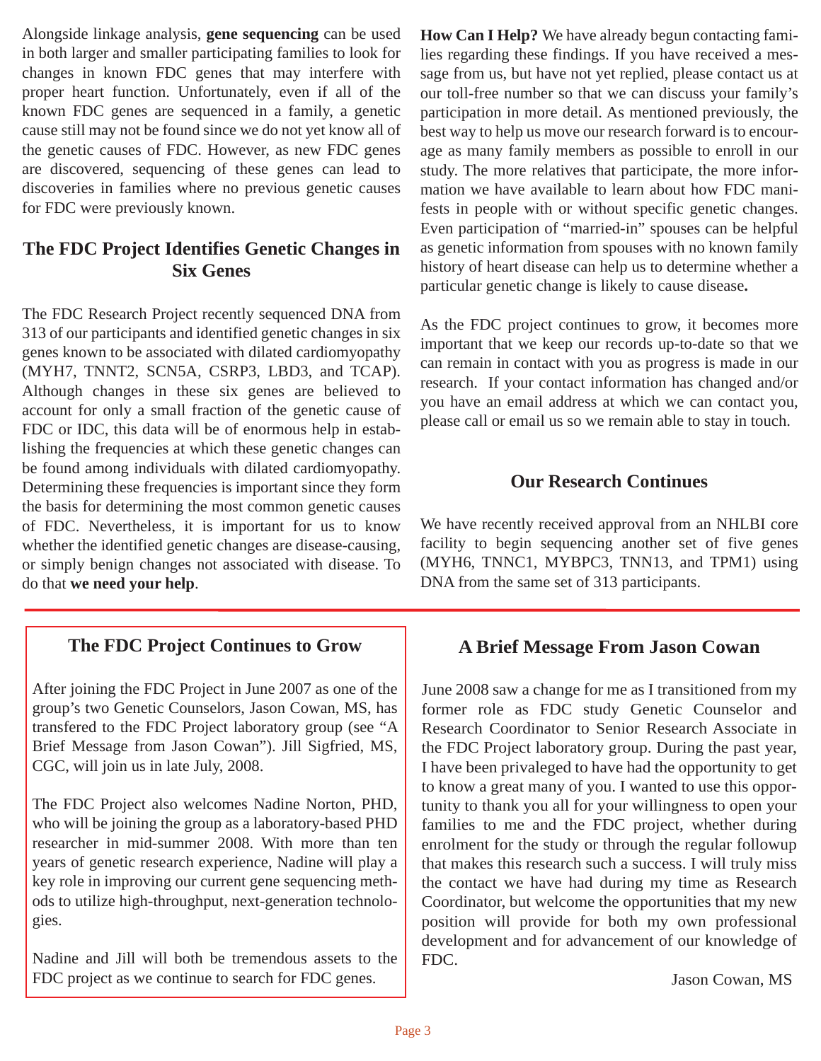Alongside linkage analysis, **gene sequencing** can be used in both larger and smaller participating families to look for changes in known FDC genes that may interfere with proper heart function. Unfortunately, even if all of the known FDC genes are sequenced in a family, a genetic cause still may not be found since we do not yet know all of the genetic causes of FDC. However, as new FDC genes are discovered, sequencing of these genes can lead to discoveries in families where no previous genetic causes for FDC were previously known.

## The FDC Project Identifies Genetic Changes in Six Genes

The FDC Research Project recently sequenced DNA from 313 of our participants and identified genetic changes in six genes known to be associated with dilated cardiomyopathy (MYH7, TNNT2, SCN5A, CSRP3, LBD3, and TCAP). Although changes in these six genes are believed to account for only a small fraction of the genetic cause of FDC or IDC, this data will be of enormous help in establishing the frequencies at which these genetic changes can be found among individuals with dilated cardiomyopathy. Determining these frequencies is important since they form the basis for determining the most common genetic causes of FDC. Nevertheless, it is important for us to know whether the identified genetic changes are disease-causing, or simply benign changes not associated with disease. To do that **we need your help**.

**How Can I Help?** We have already begun contacting families regarding these findings. If you have received a message from us, but have not yet replied, please contact us at our toll-free number so that we can discuss your family's participation in more detail. As mentioned previously, the best way to help us move our research forward is to encourage as many family members as possible to enroll in our study. The more relatives that participate, the more information we have available to learn about how FDC manifests in people with or without specific genetic changes. Even participation of "married-in" spouses can be helpful as genetic information from spouses with no known family history of heart disease can help us to determine whether a particular genetic change is likely to cause disease**.**

As the FDC project continues to grow, it becomes more important that we keep our records up-to-date so that we can remain in contact with you as progress is made in our research. If your contact information has changed and/or you have an email address at which we can contact you, please call or email us so we remain able to stay in touch.

## Our Research Continues

We have recently received approval from an NHLBI core facility to begin sequencing another set of five genes (MYH6, TNNC1, MYBPC3, TNN13, and TPM1) using DNA from the same set of 313 participants.

## The FDC Project Continues to Grow

After joining the FDC Project in June 2007 as one of the group's two Genetic Counselors, Jason Cowan, MS, has transfered to the FDC Project laboratory group (see "A Brief Message from Jason Cowan"). Jill Sigfried, MS, CGC, will join us in late July, 2008.

The FDC Project also welcomes Nadine Norton, PHD, who will be joining the group as a laboratory-based PHD researcher in mid-summer 2008. With more than ten years of genetic research experience, Nadine will play a key role in improving our current gene sequencing methods to utilize high-throughput, next-generation technologies.

Nadine and Jill will both be tremendous assets to the FDC project as we continue to search for FDC genes.

## A Brief Message From Jason Cowan

June 2008 saw a change for me as I transitioned from my former role as FDC study Genetic Counselor and Research Coordinator to Senior Research Associate in the FDC Project laboratory group. During the past year, I have been privaleged to have had the opportunity to get to know a great many of you. I wanted to use this opportunity to thank you all for your willingness to open your families to me and the FDC project, whether during enrolment for the study or through the regular followup that makes this research such a success. I will truly miss the contact we have had during my time as Research Coordinator, but welcome the opportunities that my new position will provide for both my own professional development and for advancement of our knowledge of FDC.

Jason Cowan, MS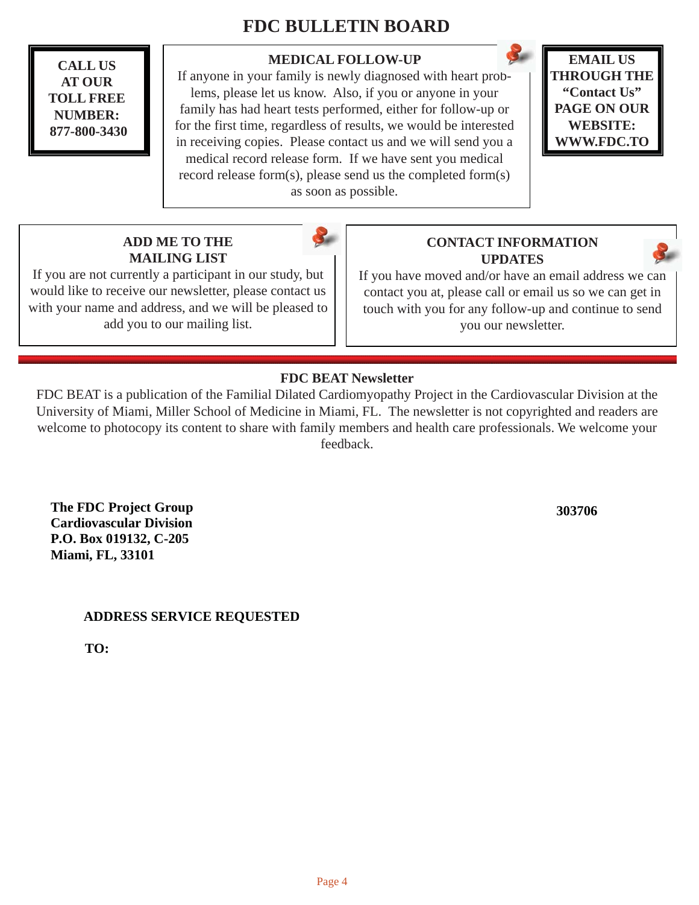# FDC BULLETIN BOARD

**CALL US AT OUR TOLL FREE NUMBER: 877-800-3430**

### MEDICAL FOLLOW-UP

If anyone in your family is newly diagnosed with heart problems, please let us know. Also, if you or anyone in your family has had heart tests performed, either for follow-up or for the first time, regardless of results, we would be interested in receiving copies. Please contact us and we will send you a medical record release form. If we have sent you medical record release form(s), please send us the completed form(s) as soon as possible.

**EMAIL US THROUGH THE "Contact Us" PAGE ON OUR WEBSITE: WWW.FDC.TO**

### ADD ME TO THE MAILING LIST

If you are not currently a participant in our study, but would like to receive our newsletter, please contact us with your name and address, and we will be pleased to add you to our mailing list.

### CONTACT INFORMATION UPDATES

If you have moved and/or have an email address we can contact you at, please call or email us so we can get in touch with you for any follow-up and continue to send you our newsletter.

---

### FDC BEAT Newsletter

FDC BEAT is a publication of the Familial Dilated Cardiomyopathy Project in the Cardiovascular Division at the University of Miami, Miller School of Medicine in Miami, FL. The newsletter is not copyrighted and readers are welcome to photocopy its content to share with family members and health care professionals. We welcome your feedback.

**The FDC Project Group**
**Cardiovascular Division**
**P.O. Box 019132, C-205**
**Miami, FL, 33101**

**303706**

**ADDRESS SERVICE REQUESTED**

**TO:**